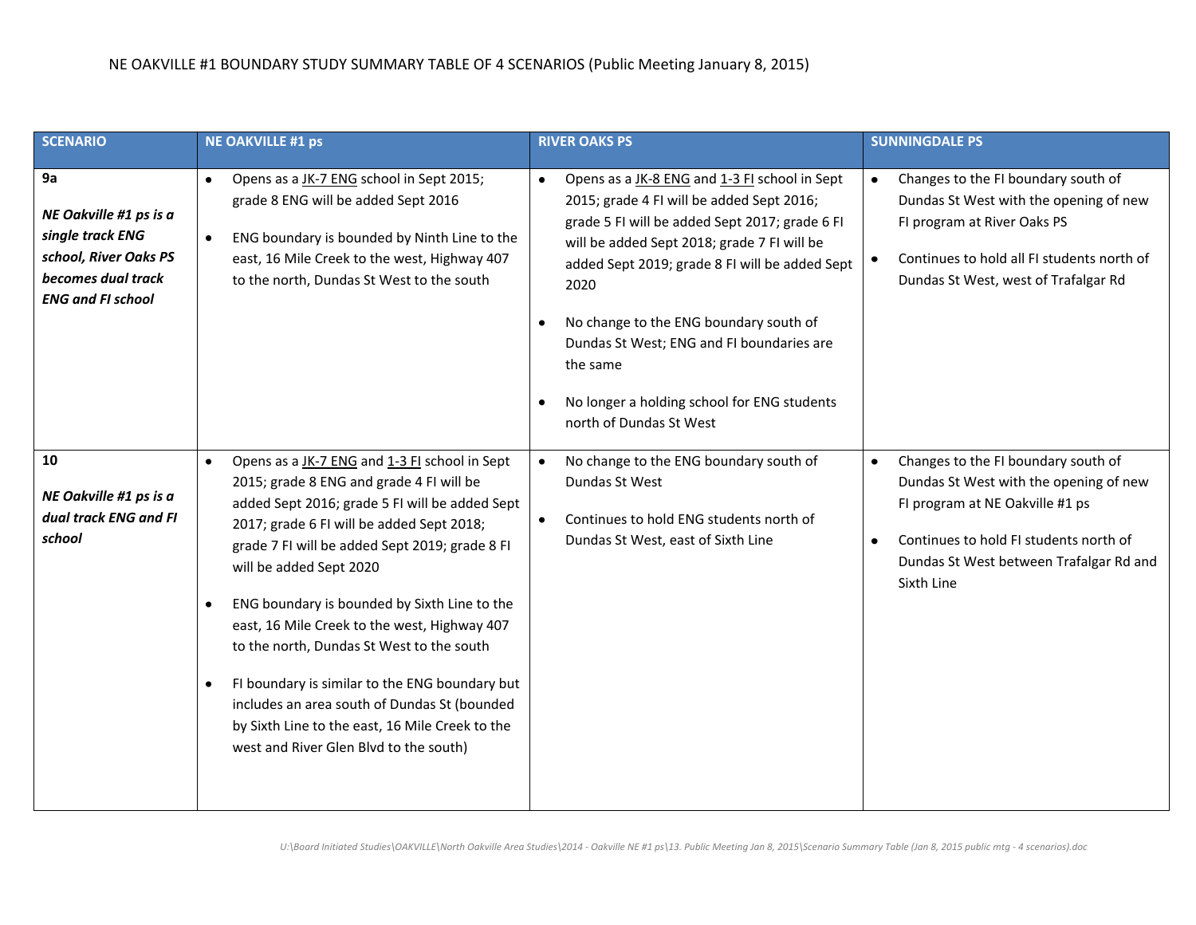NE OAKVILLE #1 BOUNDARY STUDY SUMMARY TABLE OF 4 SCENARIOS (Public Meeting January 8, 2015)

| SCENARIO | NE OAKVILLE #1 ps | RIVER OAKS PS | SUNNINGDALE PS |
|---|---|---|---|
| **9a**<br><br>***NE Oakville #1 ps is a single track ENG school, River Oaks PS becomes dual track ENG and FI school*** | • Opens as a JK-7 ENG school in Sept 2015; grade 8 ENG will be added Sept 2016<br><br>• ENG boundary is bounded by Ninth Line to the east, 16 Mile Creek to the west, Highway 407 to the north, Dundas St West to the south | • Opens as a JK-8 ENG and 1-3 FI school in Sept 2015; grade 4 FI will be added Sept 2016; grade 5 FI will be added Sept 2017; grade 6 FI will be added Sept 2018; grade 7 FI will be added Sept 2019; grade 8 FI will be added Sept 2020<br><br>• No change to the ENG boundary south of Dundas St West; ENG and FI boundaries are the same<br><br>• No longer a holding school for ENG students north of Dundas St West | • Changes to the FI boundary south of Dundas St West with the opening of new FI program at River Oaks PS<br><br>• Continues to hold all FI students north of Dundas St West, west of Trafalgar Rd |
| **10**<br><br>***NE Oakville #1 ps is a dual track ENG and FI school*** | • Opens as a JK-7 ENG and 1-3 FI school in Sept 2015; grade 8 ENG and grade 4 FI will be added Sept 2016; grade 5 FI will be added Sept 2017; grade 6 FI will be added Sept 2018; grade 7 FI will be added Sept 2019; grade 8 FI will be added Sept 2020<br><br>• ENG boundary is bounded by Sixth Line to the east, 16 Mile Creek to the west, Highway 407 to the north, Dundas St West to the south<br><br>• FI boundary is similar to the ENG boundary but includes an area south of Dundas St (bounded by Sixth Line to the east, 16 Mile Creek to the west and River Glen Blvd to the south) | • No change to the ENG boundary south of Dundas St West<br><br>• Continues to hold ENG students north of Dundas St West, east of Sixth Line | • Changes to the FI boundary south of Dundas St West with the opening of new FI program at NE Oakville #1 ps<br><br>• Continues to hold FI students north of Dundas St West between Trafalgar Rd and Sixth Line |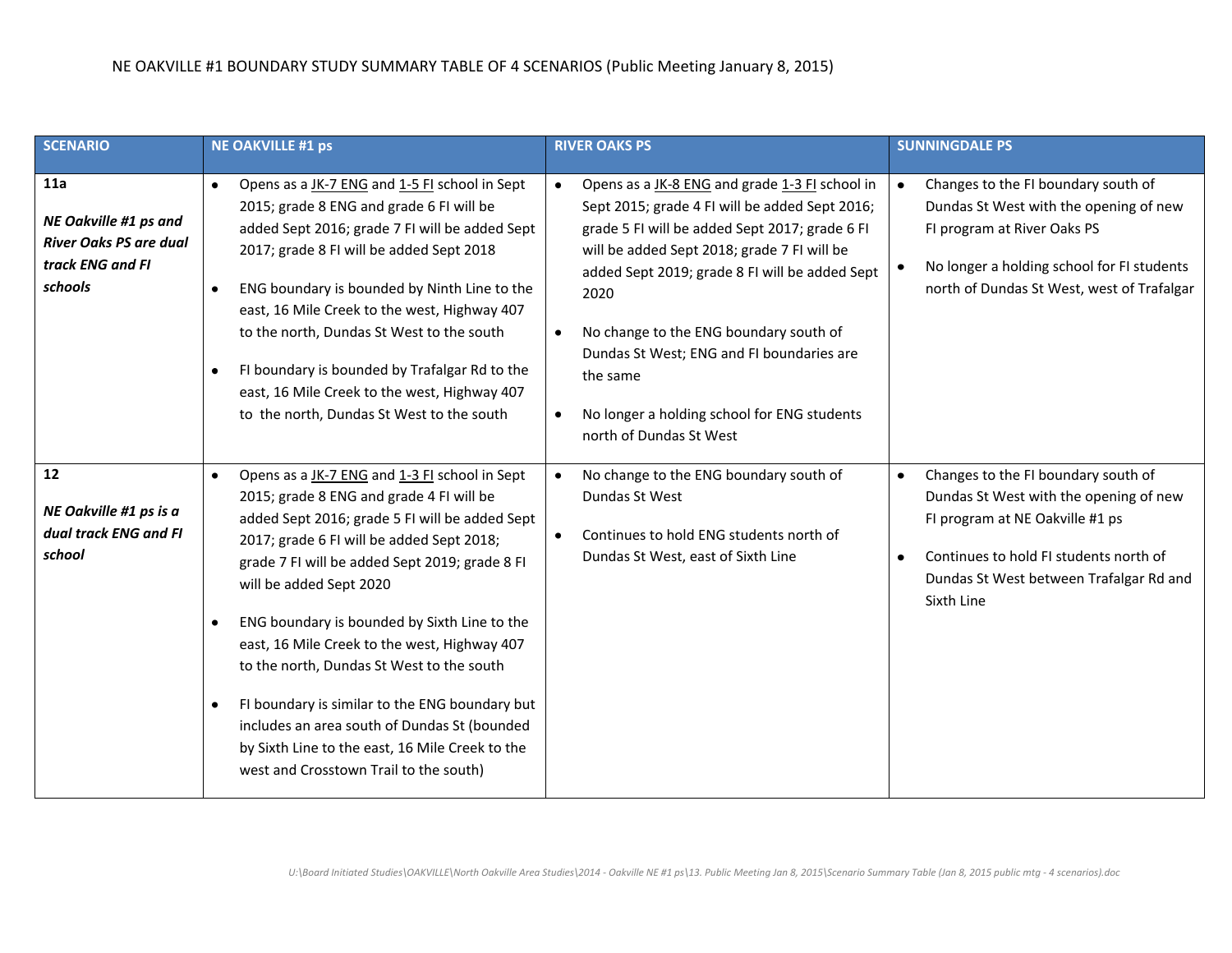NE OAKVILLE #1 BOUNDARY STUDY SUMMARY TABLE OF 4 SCENARIOS (Public Meeting January 8, 2015)

| SCENARIO | NE OAKVILLE #1 ps | RIVER OAKS PS | SUNNINGDALE PS |
|---|---|---|---|
| **11a**<br><br>***NE Oakville #1 ps and River Oaks PS are dual track ENG and FI schools*** | • Opens as a JK-7 ENG and 1-5 FI school in Sept 2015; grade 8 ENG and grade 6 FI will be added Sept 2016; grade 7 FI will be added Sept 2017; grade 8 FI will be added Sept 2018<br><br>• ENG boundary is bounded by Ninth Line to the east, 16 Mile Creek to the west, Highway 407 to the north, Dundas St West to the south<br><br>• FI boundary is bounded by Trafalgar Rd to the east, 16 Mile Creek to the west, Highway 407 to the north, Dundas St West to the south | • Opens as a JK-8 ENG and grade 1-3 FI school in Sept 2015; grade 4 FI will be added Sept 2016; grade 5 FI will be added Sept 2017; grade 6 FI will be added Sept 2018; grade 7 FI will be added Sept 2019; grade 8 FI will be added Sept 2020<br><br>• No change to the ENG boundary south of Dundas St West; ENG and FI boundaries are the same<br><br>• No longer a holding school for ENG students north of Dundas St West | • Changes to the FI boundary south of Dundas St West with the opening of new FI program at River Oaks PS<br><br>• No longer a holding school for FI students north of Dundas St West, west of Trafalgar |
| **12**<br><br>***NE Oakville #1 ps is a dual track ENG and FI school*** | • Opens as a JK-7 ENG and 1-3 FI school in Sept 2015; grade 8 ENG and grade 4 FI will be added Sept 2016; grade 5 FI will be added Sept 2017; grade 6 FI will be added Sept 2018; grade 7 FI will be added Sept 2019; grade 8 FI will be added Sept 2020<br><br>• ENG boundary is bounded by Sixth Line to the east, 16 Mile Creek to the west, Highway 407 to the north, Dundas St West to the south<br><br>• FI boundary is similar to the ENG boundary but includes an area south of Dundas St (bounded by Sixth Line to the east, 16 Mile Creek to the west and Crosstown Trail to the south) | • No change to the ENG boundary south of Dundas St West<br><br>• Continues to hold ENG students north of Dundas St West, east of Sixth Line | • Changes to the FI boundary south of Dundas St West with the opening of new FI program at NE Oakville #1 ps<br><br>• Continues to hold FI students north of Dundas St West between Trafalgar Rd and Sixth Line |

U:\Board Initiated Studies\OAKVILLE\North Oakville Area Studies\2014 - Oakville NE #1 ps\13. Public Meeting Jan 8, 2015\Scenario Summary Table (Jan 8, 2015 public mtg - 4 scenarios).doc